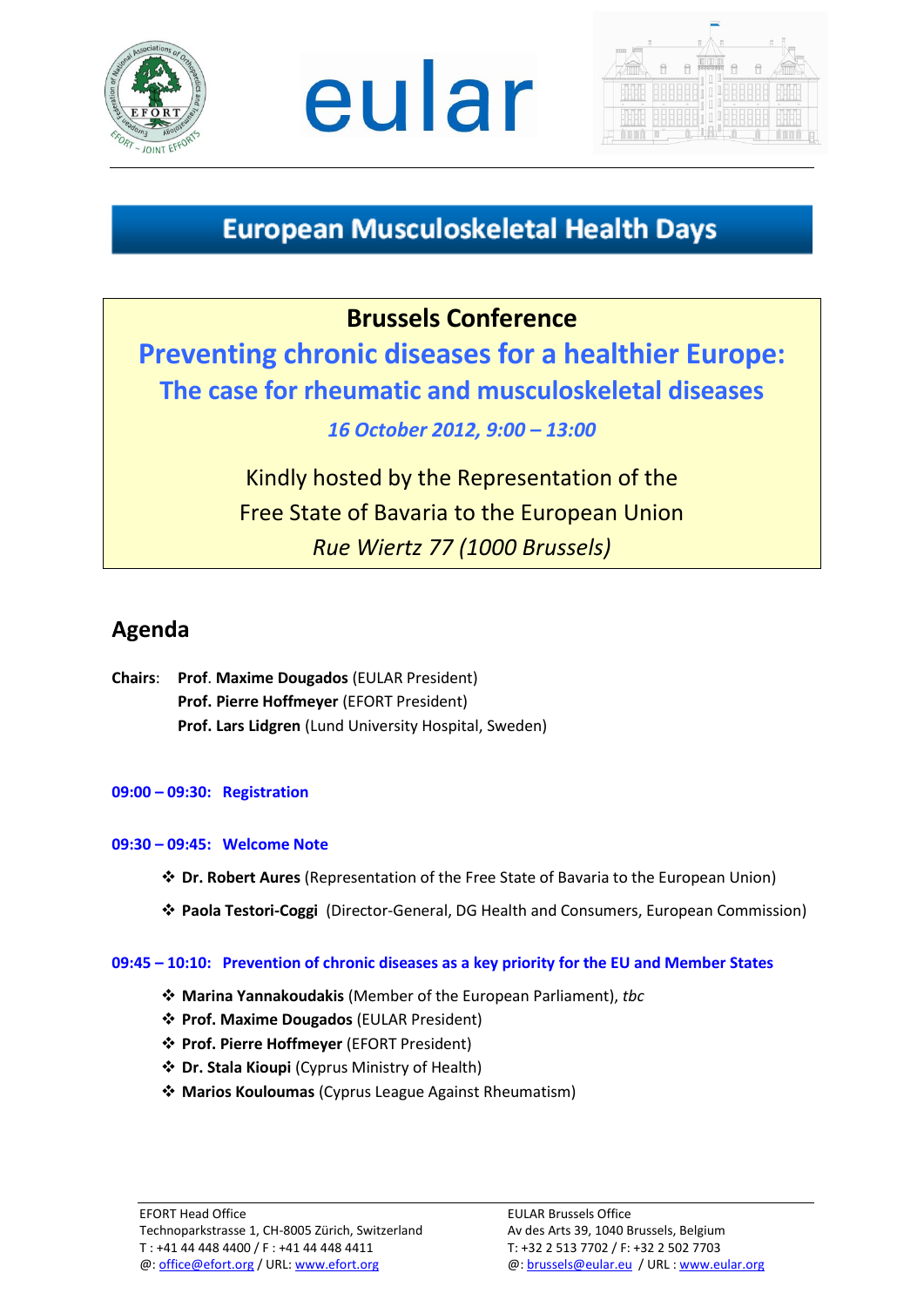# European Musculoskeletal Health Days

## Brussels Conference

## Preventing chronic diseases for a healthier Europe:

### The case for rheumatic and musculoskeletal diseases

*16 October 2012, 9:00 – 13:00*

Kindly hosted by the Representation of the
Free State of Bavaria to the European Union
*Rue Wiertz 77 (1000 Brussels)*

## Agenda

**Chairs**: **Prof. Maxime Dougados** (EULAR President)
**Prof. Pierre Hoffmeyer** (EFORT President)
**Prof. Lars Lidgren** (Lund University Hospital, Sweden)

**09:00 – 09:30: Registration**

**09:30 – 09:45: Welcome Note**

- **Dr. Robert Aures** (Representation of the Free State of Bavaria to the European Union)
- **Paola Testori-Coggi** (Director-General, DG Health and Consumers, European Commission)

**09:45 – 10:10: Prevention of chronic diseases as a key priority for the EU and Member States**

- **Marina Yannakoudakis** (Member of the European Parliament), *tbc*
- **Prof. Maxime Dougados** (EULAR President)
- **Prof. Pierre Hoffmeyer** (EFORT President)
- **Dr. Stala Kioupi** (Cyprus Ministry of Health)
- **Marios Kouloumas** (Cyprus League Against Rheumatism)

EFORT Head Office
Technoparkstrasse 1, CH-8005 Zürich, Switzerland
T : +41 44 448 4400 / F : +41 44 448 4411
@: office@efort.org / URL: www.efort.org

EULAR Brussels Office
Av des Arts 39, 1040 Brussels, Belgium
T: +32 2 513 7702 / F: +32 2 502 7703
@: brussels@eular.eu / URL : www.eular.org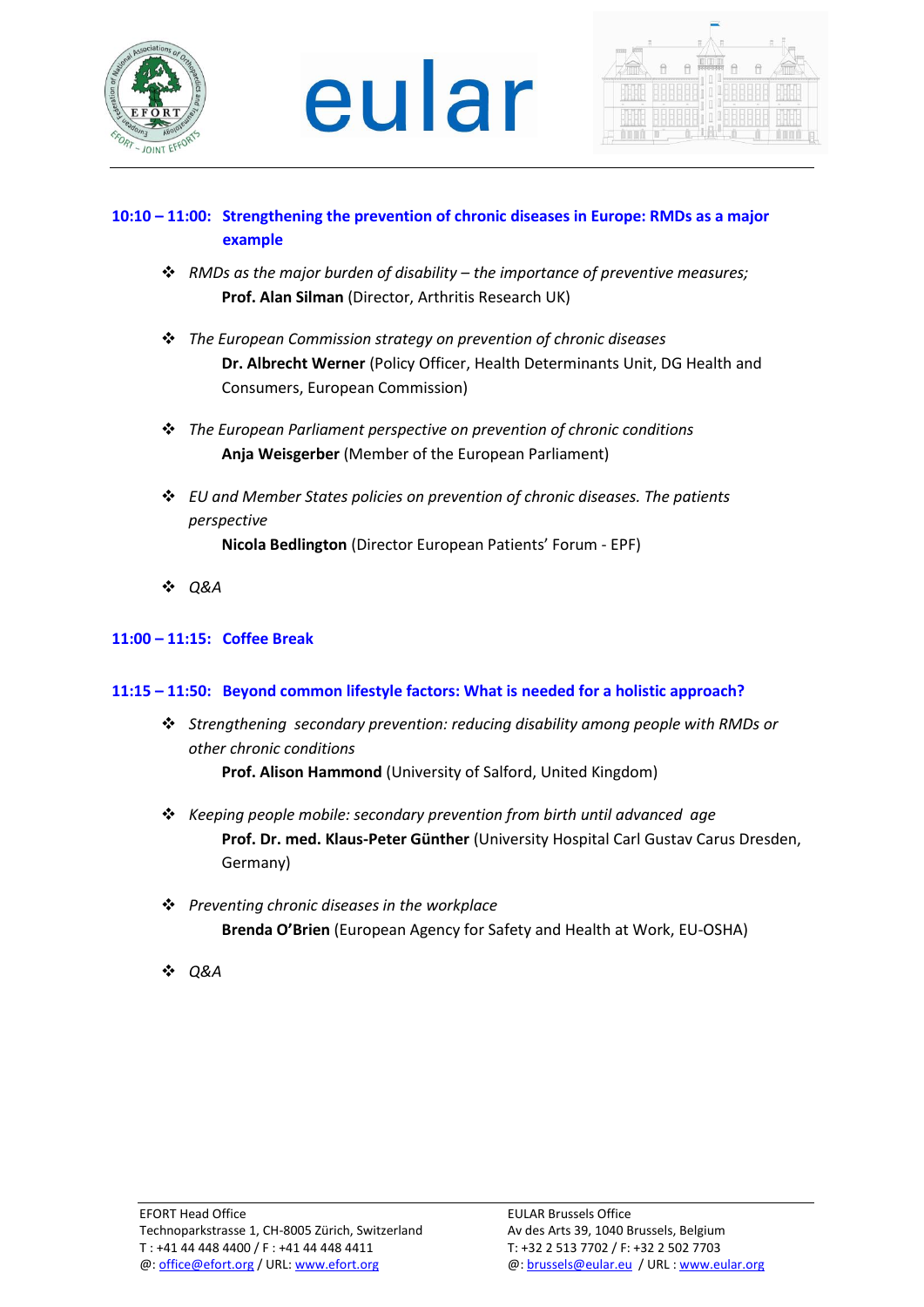**10:10 – 11:00: Strengthening the prevention of chronic diseases in Europe: RMDs as a major example**

- *RMDs as the major burden of disability – the importance of preventive measures;*
  **Prof. Alan Silman** (Director, Arthritis Research UK)

- *The European Commission strategy on prevention of chronic diseases*
  **Dr. Albrecht Werner** (Policy Officer, Health Determinants Unit, DG Health and Consumers, European Commission)

- *The European Parliament perspective on prevention of chronic conditions*
  **Anja Weisgerber** (Member of the European Parliament)

- *EU and Member States policies on prevention of chronic diseases. The patients perspective*
  **Nicola Bedlington** (Director European Patients' Forum - EPF)

- *Q&A*

**11:00 – 11:15: Coffee Break**

**11:15 – 11:50: Beyond common lifestyle factors: What is needed for a holistic approach?**

- *Strengthening secondary prevention: reducing disability among people with RMDs or other chronic conditions*
  **Prof. Alison Hammond** (University of Salford, United Kingdom)

- *Keeping people mobile: secondary prevention from birth until advanced age*
  **Prof. Dr. med. Klaus-Peter Günther** (University Hospital Carl Gustav Carus Dresden, Germany)

- *Preventing chronic diseases in the workplace*
  **Brenda O'Brien** (European Agency for Safety and Health at Work, EU-OSHA)

- *Q&A*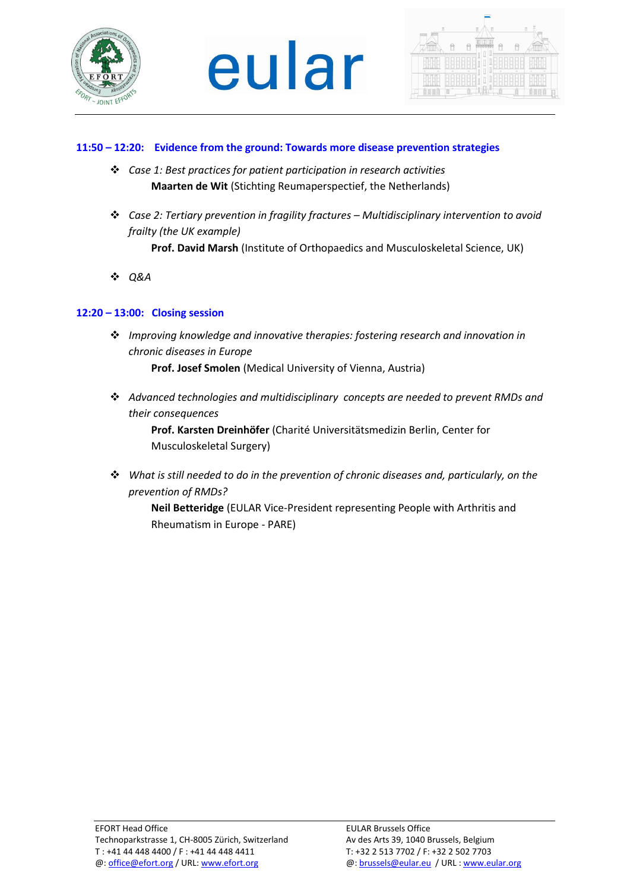### 11:50 – 12:20: Evidence from the ground: Towards more disease prevention strategies

- *Case 1: Best practices for patient participation in research activities*
  **Maarten de Wit** (Stichting Reumaperspectief, the Netherlands)

- *Case 2: Tertiary prevention in fragility fractures – Multidisciplinary intervention to avoid frailty (the UK example)*
  **Prof. David Marsh** (Institute of Orthopaedics and Musculoskeletal Science, UK)

- *Q&A*

### 12:20 – 13:00: Closing session

- *Improving knowledge and innovative therapies: fostering research and innovation in chronic diseases in Europe*
  **Prof. Josef Smolen** (Medical University of Vienna, Austria)

- *Advanced technologies and multidisciplinary concepts are needed to prevent RMDs and their consequences*
  **Prof. Karsten Dreinhöfer** (Charité Universitätsmedizin Berlin, Center for Musculoskeletal Surgery)

- *What is still needed to do in the prevention of chronic diseases and, particularly, on the prevention of RMDs?*
  **Neil Betteridge** (EULAR Vice-President representing People with Arthritis and Rheumatism in Europe - PARE)

EFORT Head Office
Technoparkstrasse 1, CH-8005 Zürich, Switzerland
T : +41 44 448 4400 / F : +41 44 448 4411
@: office@efort.org / URL: www.efort.org

EULAR Brussels Office
Av des Arts 39, 1040 Brussels, Belgium
T: +32 2 513 7702 / F: +32 2 502 7703
@: brussels@eular.eu / URL : www.eular.org